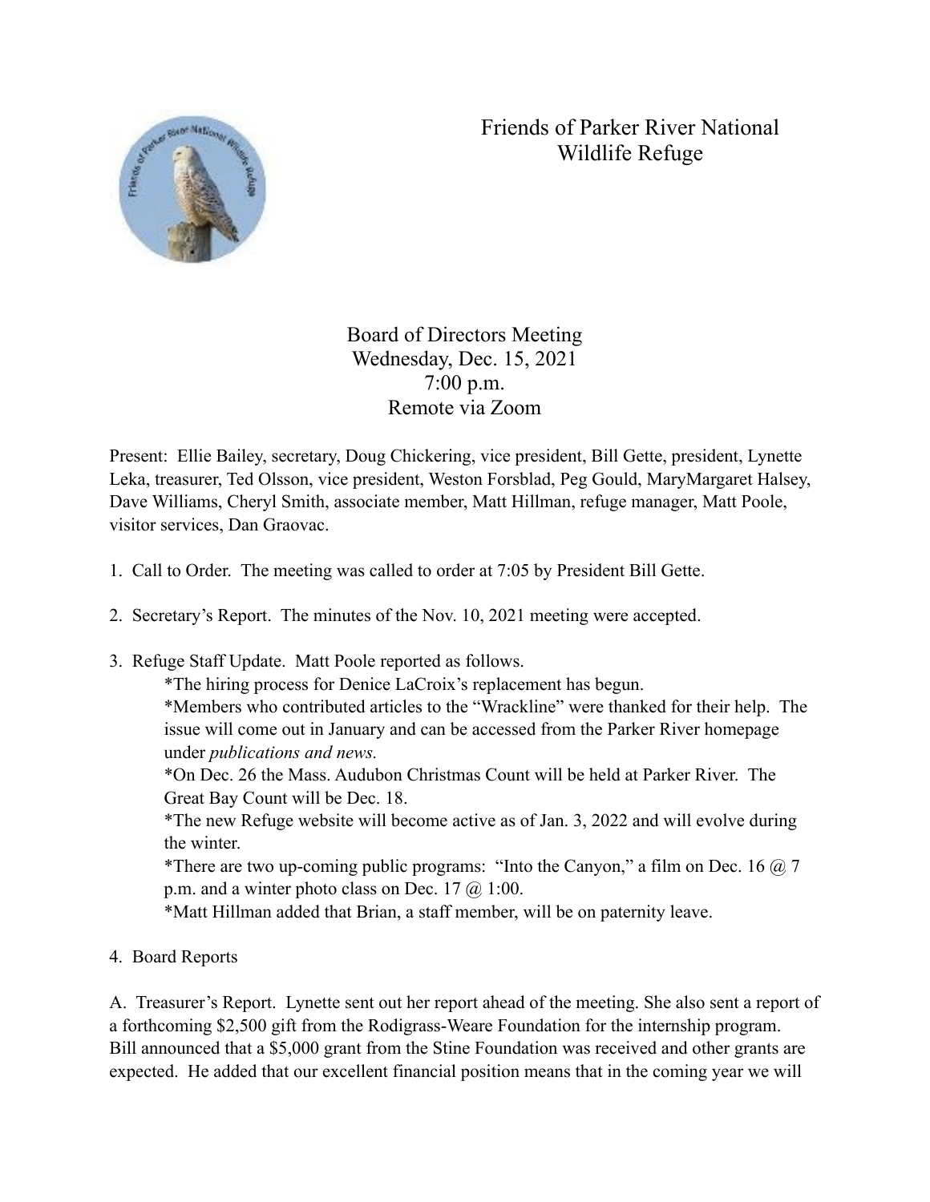# Friends of Parker River National Wildlife Refuge

Board of Directors Meeting
Wednesday, Dec. 15, 2021
7:00 p.m.
Remote via Zoom

Present: Ellie Bailey, secretary, Doug Chickering, vice president, Bill Gette, president, Lynette Leka, treasurer, Ted Olsson, vice president, Weston Forsblad, Peg Gould, MaryMargaret Halsey, Dave Williams, Cheryl Smith, associate member, Matt Hillman, refuge manager, Matt Poole, visitor services, Dan Graovac.

1. Call to Order. The meeting was called to order at 7:05 by President Bill Gette.

2. Secretary's Report. The minutes of the Nov. 10, 2021 meeting were accepted.

3. Refuge Staff Update. Matt Poole reported as follows.
   *The hiring process for Denice LaCroix's replacement has begun.
   *Members who contributed articles to the "Wrackline" were thanked for their help. The issue will come out in January and can be accessed from the Parker River homepage under *publications and news.*
   *On Dec. 26 the Mass. Audubon Christmas Count will be held at Parker River. The Great Bay Count will be Dec. 18.
   *The new Refuge website will become active as of Jan. 3, 2022 and will evolve during the winter.
   *There are two up-coming public programs: "Into the Canyon," a film on Dec. 16 @ 7 p.m. and a winter photo class on Dec. 17 @ 1:00.
   *Matt Hillman added that Brian, a staff member, will be on paternity leave.

4. Board Reports

A. Treasurer's Report. Lynette sent out her report ahead of the meeting. She also sent a report of a forthcoming $2,500 gift from the Rodigrass-Weare Foundation for the internship program. Bill announced that a $5,000 grant from the Stine Foundation was received and other grants are expected. He added that our excellent financial position means that in the coming year we will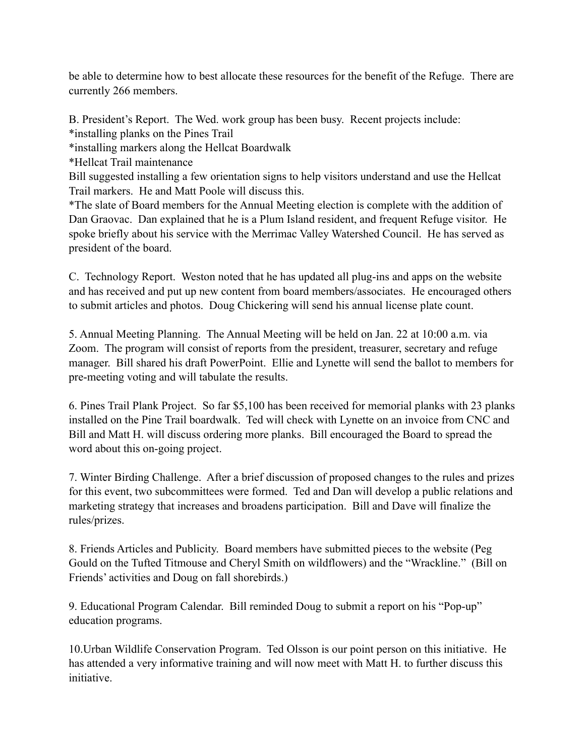be able to determine how to best allocate these resources for the benefit of the Refuge. There are currently 266 members.

B. President's Report. The Wed. work group has been busy. Recent projects include:
*installing planks on the Pines Trail
*installing markers along the Hellcat Boardwalk
*Hellcat Trail maintenance
Bill suggested installing a few orientation signs to help visitors understand and use the Hellcat Trail markers. He and Matt Poole will discuss this.
*The slate of Board members for the Annual Meeting election is complete with the addition of Dan Graovac. Dan explained that he is a Plum Island resident, and frequent Refuge visitor. He spoke briefly about his service with the Merrimac Valley Watershed Council. He has served as president of the board.

C. Technology Report. Weston noted that he has updated all plug-ins and apps on the website and has received and put up new content from board members/associates. He encouraged others to submit articles and photos. Doug Chickering will send his annual license plate count.

5. Annual Meeting Planning. The Annual Meeting will be held on Jan. 22 at 10:00 a.m. via Zoom. The program will consist of reports from the president, treasurer, secretary and refuge manager. Bill shared his draft PowerPoint. Ellie and Lynette will send the ballot to members for pre-meeting voting and will tabulate the results.

6. Pines Trail Plank Project. So far $5,100 has been received for memorial planks with 23 planks installed on the Pine Trail boardwalk. Ted will check with Lynette on an invoice from CNC and Bill and Matt H. will discuss ordering more planks. Bill encouraged the Board to spread the word about this on-going project.

7. Winter Birding Challenge. After a brief discussion of proposed changes to the rules and prizes for this event, two subcommittees were formed. Ted and Dan will develop a public relations and marketing strategy that increases and broadens participation. Bill and Dave will finalize the rules/prizes.

8. Friends Articles and Publicity. Board members have submitted pieces to the website (Peg Gould on the Tufted Titmouse and Cheryl Smith on wildflowers) and the "Wrackline." (Bill on Friends' activities and Doug on fall shorebirds.)

9. Educational Program Calendar. Bill reminded Doug to submit a report on his "Pop-up" education programs.

10.Urban Wildlife Conservation Program. Ted Olsson is our point person on this initiative. He has attended a very informative training and will now meet with Matt H. to further discuss this initiative.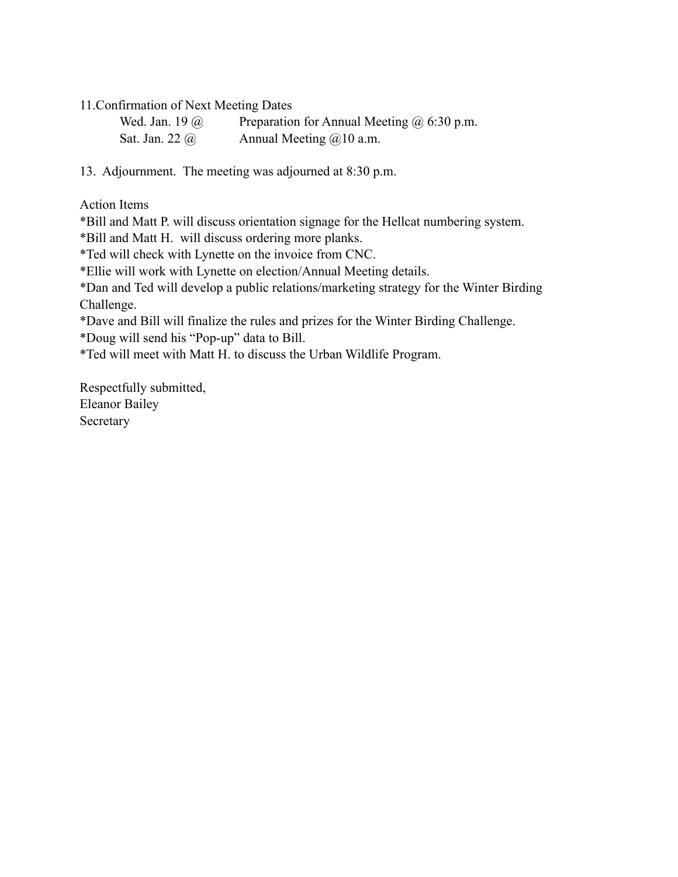11.Confirmation of Next Meeting Dates

Wed. Jan. 19 @ Preparation for Annual Meeting @ 6:30 p.m.
Sat. Jan. 22 @ Annual Meeting @10 a.m.

13. Adjournment. The meeting was adjourned at 8:30 p.m.

Action Items

*Bill and Matt P. will discuss orientation signage for the Hellcat numbering system.
*Bill and Matt H. will discuss ordering more planks.
*Ted will check with Lynette on the invoice from CNC.
*Ellie will work with Lynette on election/Annual Meeting details.
*Dan and Ted will develop a public relations/marketing strategy for the Winter Birding Challenge.
*Dave and Bill will finalize the rules and prizes for the Winter Birding Challenge.
*Doug will send his “Pop-up” data to Bill.
*Ted will meet with Matt H. to discuss the Urban Wildlife Program.

Respectfully submitted,
Eleanor Bailey
Secretary